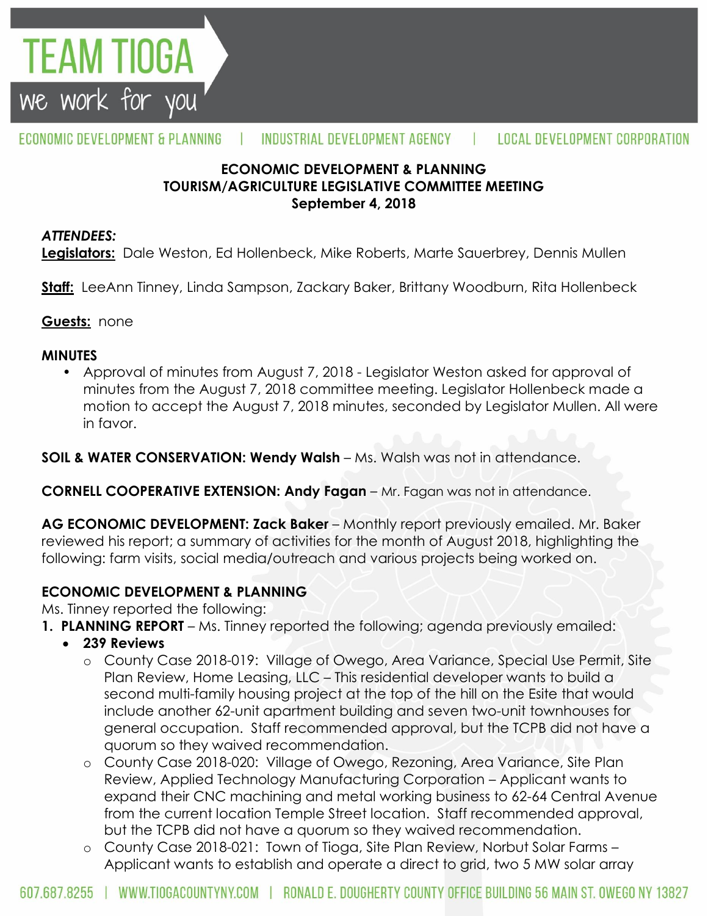TEAM TIOGA
we work for you

ECONOMIC DEVELOPMENT & PLANNING | INDUSTRIAL DEVELOPMENT AGENCY | LOCAL DEVELOPMENT CORPORATION

**ECONOMIC DEVELOPMENT & PLANNING**
**TOURISM/AGRICULTURE LEGISLATIVE COMMITTEE MEETING**
**September 4, 2018**

***ATTENDEES:***

**Legislators:** Dale Weston, Ed Hollenbeck, Mike Roberts, Marte Sauerbrey, Dennis Mullen

**Staff:** LeeAnn Tinney, Linda Sampson, Zackary Baker, Brittany Woodburn, Rita Hollenbeck

**Guests:** none

**MINUTES**

- Approval of minutes from August 7, 2018 - Legislator Weston asked for approval of minutes from the August 7, 2018 committee meeting. Legislator Hollenbeck made a motion to accept the August 7, 2018 minutes, seconded by Legislator Mullen. All were in favor.

**SOIL & WATER CONSERVATION: Wendy Walsh** – Ms. Walsh was not in attendance.

**CORNELL COOPERATIVE EXTENSION: Andy Fagan** – Mr. Fagan was not in attendance.

**AG ECONOMIC DEVELOPMENT: Zack Baker** – Monthly report previously emailed. Mr. Baker reviewed his report; a summary of activities for the month of August 2018, highlighting the following: farm visits, social media/outreach and various projects being worked on.

**ECONOMIC DEVELOPMENT & PLANNING**

Ms. Tinney reported the following:

1. **PLANNING REPORT** – Ms. Tinney reported the following; agenda previously emailed:
   - **239 Reviews**
     - County Case 2018-019: Village of Owego, Area Variance, Special Use Permit, Site Plan Review, Home Leasing, LLC – This residential developer wants to build a second multi-family housing project at the top of the hill on the Esite that would include another 62-unit apartment building and seven two-unit townhouses for general occupation. Staff recommended approval, but the TCPB did not have a quorum so they waived recommendation.
     - County Case 2018-020: Village of Owego, Rezoning, Area Variance, Site Plan Review, Applied Technology Manufacturing Corporation – Applicant wants to expand their CNC machining and metal working business to 62-64 Central Avenue from the current location Temple Street location. Staff recommended approval, but the TCPB did not have a quorum so they waived recommendation.
     - County Case 2018-021: Town of Tioga, Site Plan Review, Norbut Solar Farms – Applicant wants to establish and operate a direct to grid, two 5 MW solar array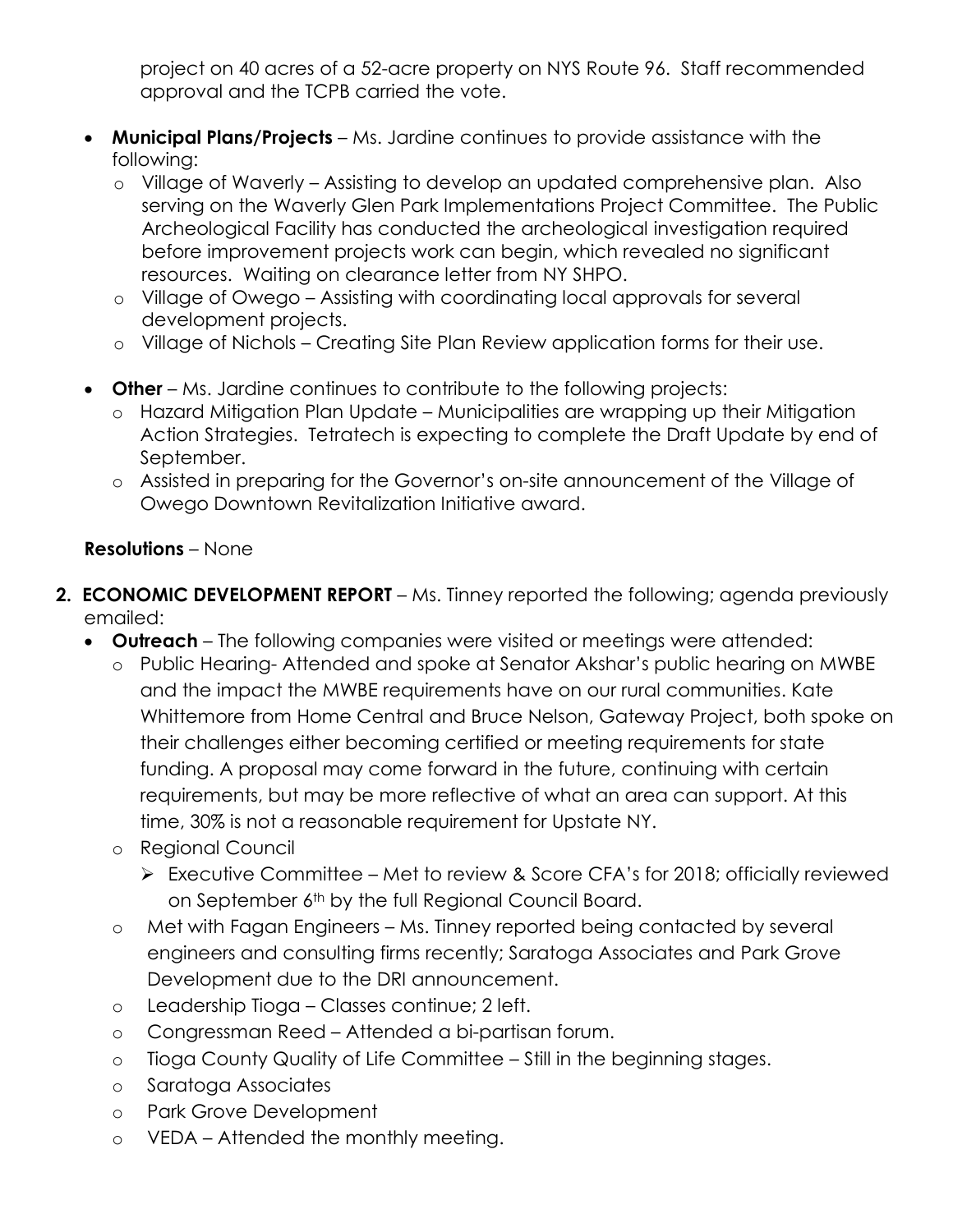project on 40 acres of a 52-acre property on NYS Route 96. Staff recommended approval and the TCPB carried the vote.

- **Municipal Plans/Projects** – Ms. Jardine continues to provide assistance with the following:
  - Village of Waverly – Assisting to develop an updated comprehensive plan. Also serving on the Waverly Glen Park Implementations Project Committee. The Public Archeological Facility has conducted the archeological investigation required before improvement projects work can begin, which revealed no significant resources. Waiting on clearance letter from NY SHPO.
  - Village of Owego – Assisting with coordinating local approvals for several development projects.
  - Village of Nichols – Creating Site Plan Review application forms for their use.

- **Other** – Ms. Jardine continues to contribute to the following projects:
  - Hazard Mitigation Plan Update – Municipalities are wrapping up their Mitigation Action Strategies. Tetratech is expecting to complete the Draft Update by end of September.
  - Assisted in preparing for the Governor's on-site announcement of the Village of Owego Downtown Revitalization Initiative award.

**Resolutions** – None

2. **ECONOMIC DEVELOPMENT REPORT** – Ms. Tinney reported the following; agenda previously emailed:
   - **Outreach** – The following companies were visited or meetings were attended:
     - Public Hearing- Attended and spoke at Senator Akshar's public hearing on MWBE and the impact the MWBE requirements have on our rural communities. Kate Whittemore from Home Central and Bruce Nelson, Gateway Project, both spoke on their challenges either becoming certified or meeting requirements for state funding. A proposal may come forward in the future, continuing with certain requirements, but may be more reflective of what an area can support. At this time, 30% is not a reasonable requirement for Upstate NY.
     - Regional Council
       - Executive Committee – Met to review & Score CFA's for 2018; officially reviewed on September 6th by the full Regional Council Board.
     - Met with Fagan Engineers – Ms. Tinney reported being contacted by several engineers and consulting firms recently; Saratoga Associates and Park Grove Development due to the DRI announcement.
     - Leadership Tioga – Classes continue; 2 left.
     - Congressman Reed – Attended a bi-partisan forum.
     - Tioga County Quality of Life Committee – Still in the beginning stages.
     - Saratoga Associates
     - Park Grove Development
     - VEDA – Attended the monthly meeting.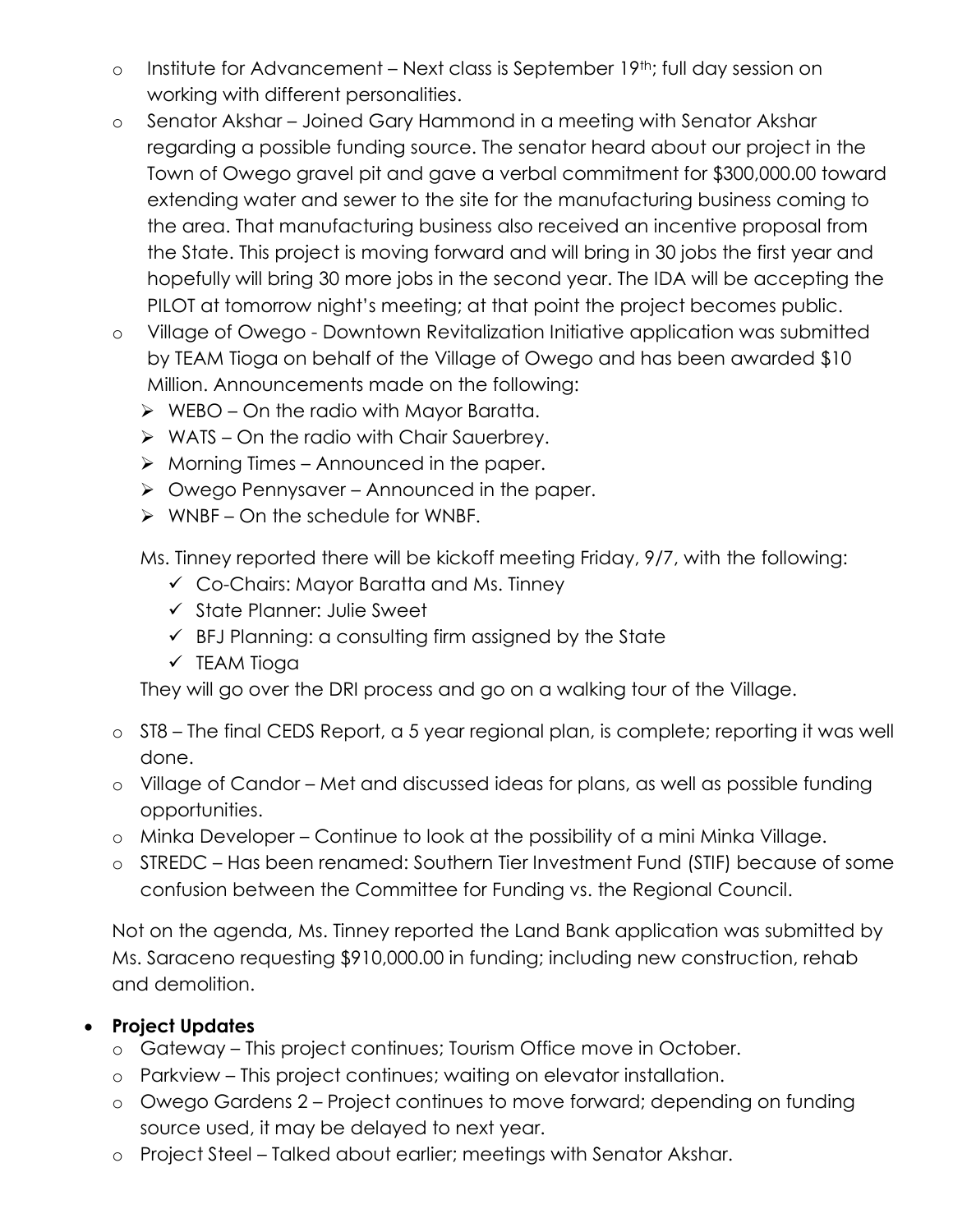- Institute for Advancement – Next class is September 19th; full day session on working with different personalities.
- Senator Akshar – Joined Gary Hammond in a meeting with Senator Akshar regarding a possible funding source. The senator heard about our project in the Town of Owego gravel pit and gave a verbal commitment for $300,000.00 toward extending water and sewer to the site for the manufacturing business coming to the area. That manufacturing business also received an incentive proposal from the State. This project is moving forward and will bring in 30 jobs the first year and hopefully will bring 30 more jobs in the second year. The IDA will be accepting the PILOT at tomorrow night's meeting; at that point the project becomes public.
- Village of Owego - Downtown Revitalization Initiative application was submitted by TEAM Tioga on behalf of the Village of Owego and has been awarded $10 Million. Announcements made on the following:
  - WEBO – On the radio with Mayor Baratta.
  - WATS – On the radio with Chair Sauerbrey.
  - Morning Times – Announced in the paper.
  - Owego Pennysaver – Announced in the paper.
  - WNBF – On the schedule for WNBF.

  Ms. Tinney reported there will be kickoff meeting Friday, 9/7, with the following:
  - ✓ Co-Chairs: Mayor Baratta and Ms. Tinney
  - ✓ State Planner: Julie Sweet
  - ✓ BFJ Planning: a consulting firm assigned by the State
  - ✓ TEAM Tioga

  They will go over the DRI process and go on a walking tour of the Village.
- ST8 – The final CEDS Report, a 5 year regional plan, is complete; reporting it was well done.
- Village of Candor – Met and discussed ideas for plans, as well as possible funding opportunities.
- Minka Developer – Continue to look at the possibility of a mini Minka Village.
- STREDC – Has been renamed: Southern Tier Investment Fund (STIF) because of some confusion between the Committee for Funding vs. the Regional Council.

Not on the agenda, Ms. Tinney reported the Land Bank application was submitted by Ms. Saraceno requesting $910,000.00 in funding; including new construction, rehab and demolition.

- **Project Updates**
  - Gateway – This project continues; Tourism Office move in October.
  - Parkview – This project continues; waiting on elevator installation.
  - Owego Gardens 2 – Project continues to move forward; depending on funding source used, it may be delayed to next year.
  - Project Steel – Talked about earlier; meetings with Senator Akshar.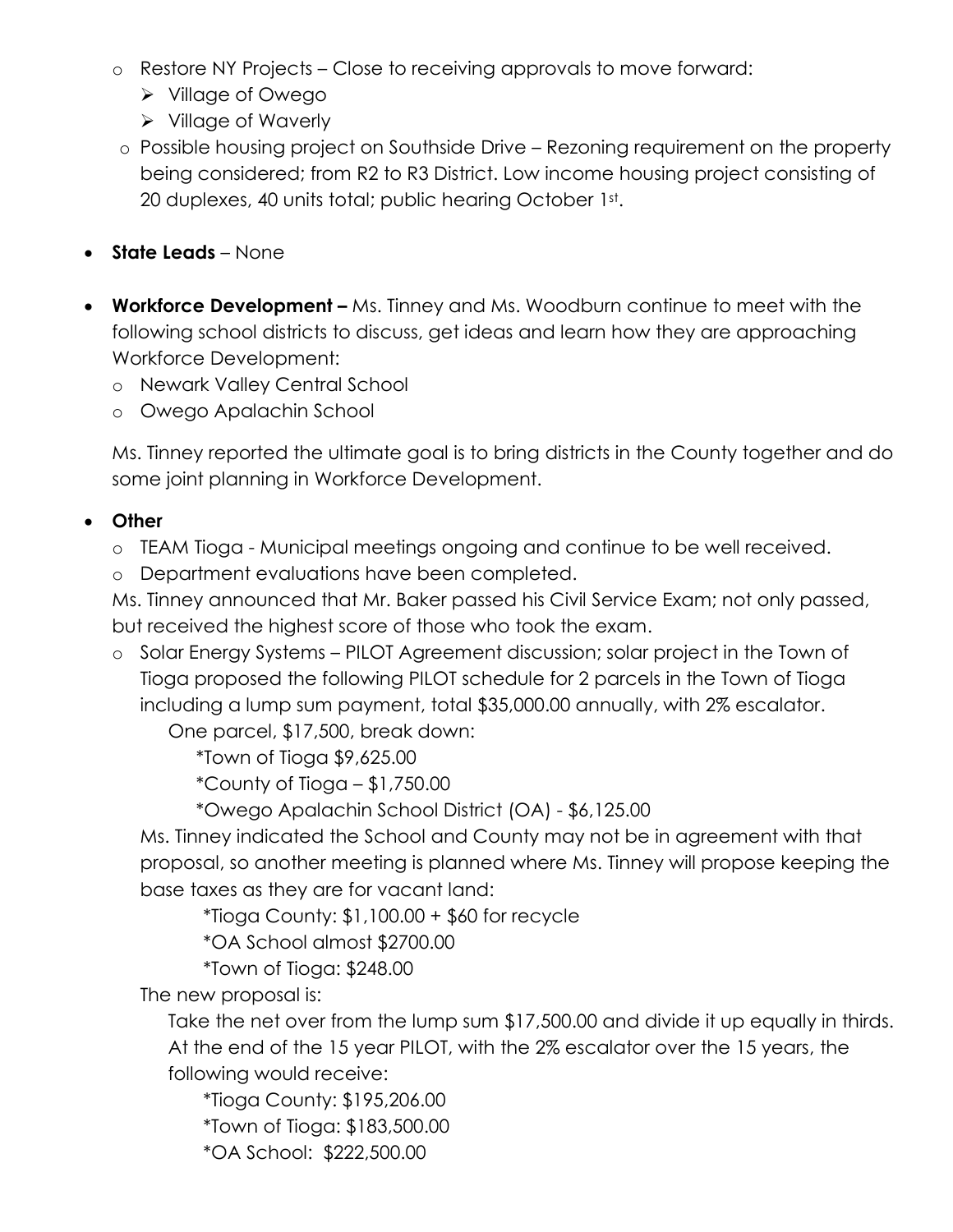- Restore NY Projects – Close to receiving approvals to move forward:
  - Village of Owego
  - Village of Waverly
- Possible housing project on Southside Drive – Rezoning requirement on the property being considered; from R2 to R3 District. Low income housing project consisting of 20 duplexes, 40 units total; public hearing October 1st.

- **State Leads** – None

- **Workforce Development –** Ms. Tinney and Ms. Woodburn continue to meet with the following school districts to discuss, get ideas and learn how they are approaching Workforce Development:
  - Newark Valley Central School
  - Owego Apalachin School

  Ms. Tinney reported the ultimate goal is to bring districts in the County together and do some joint planning in Workforce Development.

- **Other**
  - TEAM Tioga - Municipal meetings ongoing and continue to be well received.
  - Department evaluations have been completed.

  Ms. Tinney announced that Mr. Baker passed his Civil Service Exam; not only passed, but received the highest score of those who took the exam.
  - Solar Energy Systems – PILOT Agreement discussion; solar project in the Town of Tioga proposed the following PILOT schedule for 2 parcels in the Town of Tioga including a lump sum payment, total $35,000.00 annually, with 2% escalator.

    One parcel, $17,500, break down:

    *Town of Tioga $9,625.00

    *County of Tioga – $1,750.00

    *Owego Apalachin School District (OA) - $6,125.00

    Ms. Tinney indicated the School and County may not be in agreement with that proposal, so another meeting is planned where Ms. Tinney will propose keeping the base taxes as they are for vacant land:

    *Tioga County: $1,100.00 + $60 for recycle

    *OA School almost $2700.00

    *Town of Tioga: $248.00

    The new proposal is:

    Take the net over from the lump sum $17,500.00 and divide it up equally in thirds. At the end of the 15 year PILOT, with the 2% escalator over the 15 years, the following would receive:

    *Tioga County: $195,206.00

    *Town of Tioga: $183,500.00

    *OA School: $222,500.00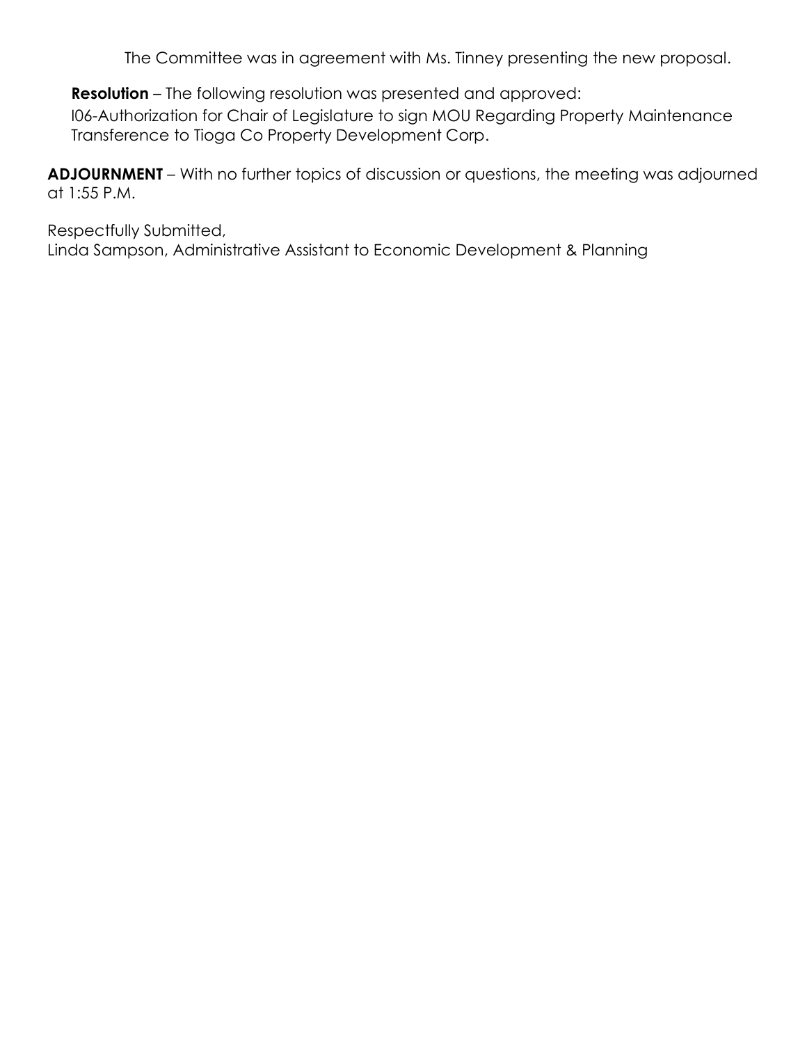The Committee was in agreement with Ms. Tinney presenting the new proposal.

**Resolution** – The following resolution was presented and approved:
I06-Authorization for Chair of Legislature to sign MOU Regarding Property Maintenance Transference to Tioga Co Property Development Corp.

**ADJOURNMENT** – With no further topics of discussion or questions, the meeting was adjourned at 1:55 P.M.

Respectfully Submitted,
Linda Sampson, Administrative Assistant to Economic Development & Planning